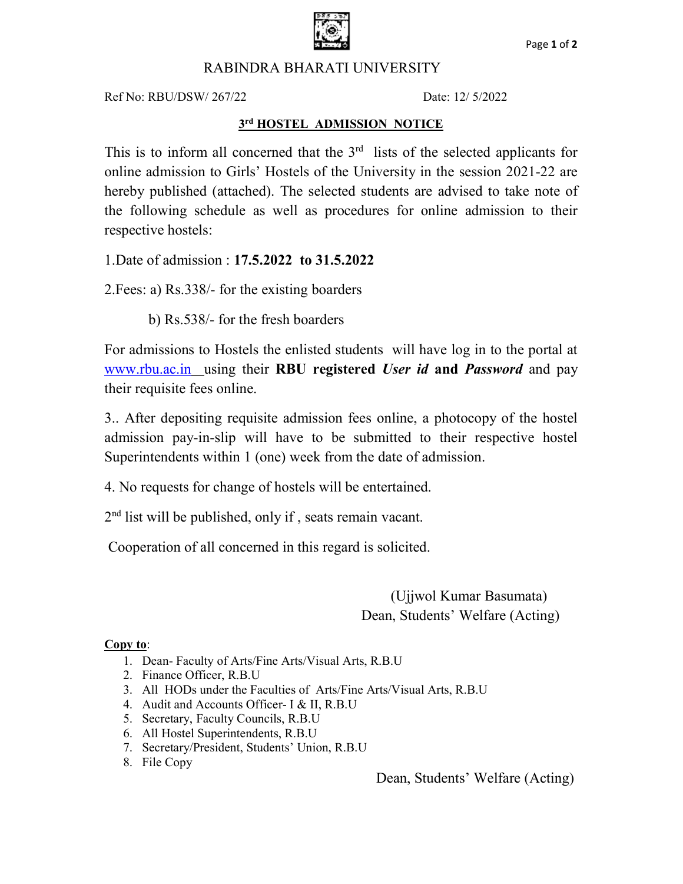# RABINDRA BHARATI UNIVERSITY

Ref No: RBU/DSW/ 267/22 Date: 12/ 5/2022

## <u>3rd HOSTEL ADMISSION NOTICE</u>

This is to inform all concerned that the 3rd lists of the selected applicants for online admission to Girls' Hostels of the University in the session 2021-22 are hereby published (attached). The selected students are advised to take note of the following schedule as well as procedures for online admission to their respective hostels:

1.Date of admission : **17.5.2022 to 31.5.2022**

2.Fees: a) Rs.338/- for the existing boarders

b) Rs.538/- for the fresh boarders

For admissions to Hostels the enlisted students will have log in to the portal at www.rbu.ac.in using their **RBU registered *User id* and *Password*** and pay their requisite fees online.

3.. After depositing requisite admission fees online, a photocopy of the hostel admission pay-in-slip will have to be submitted to their respective hostel Superintendents within 1 (one) week from the date of admission.

4. No requests for change of hostels will be entertained.

2nd list will be published, only if , seats remain vacant.

Cooperation of all concerned in this regard is solicited.

(Ujjwol Kumar Basumata)
Dean, Students' Welfare (Acting)

**<u>Copy to</u>**:

1. Dean- Faculty of Arts/Fine Arts/Visual Arts, R.B.U
2. Finance Officer, R.B.U
3. All HODs under the Faculties of Arts/Fine Arts/Visual Arts, R.B.U
4. Audit and Accounts Officer- I & II, R.B.U
5. Secretary, Faculty Councils, R.B.U
6. All Hostel Superintendents, R.B.U
7. Secretary/President, Students' Union, R.B.U
8. File Copy

Dean, Students' Welfare (Acting)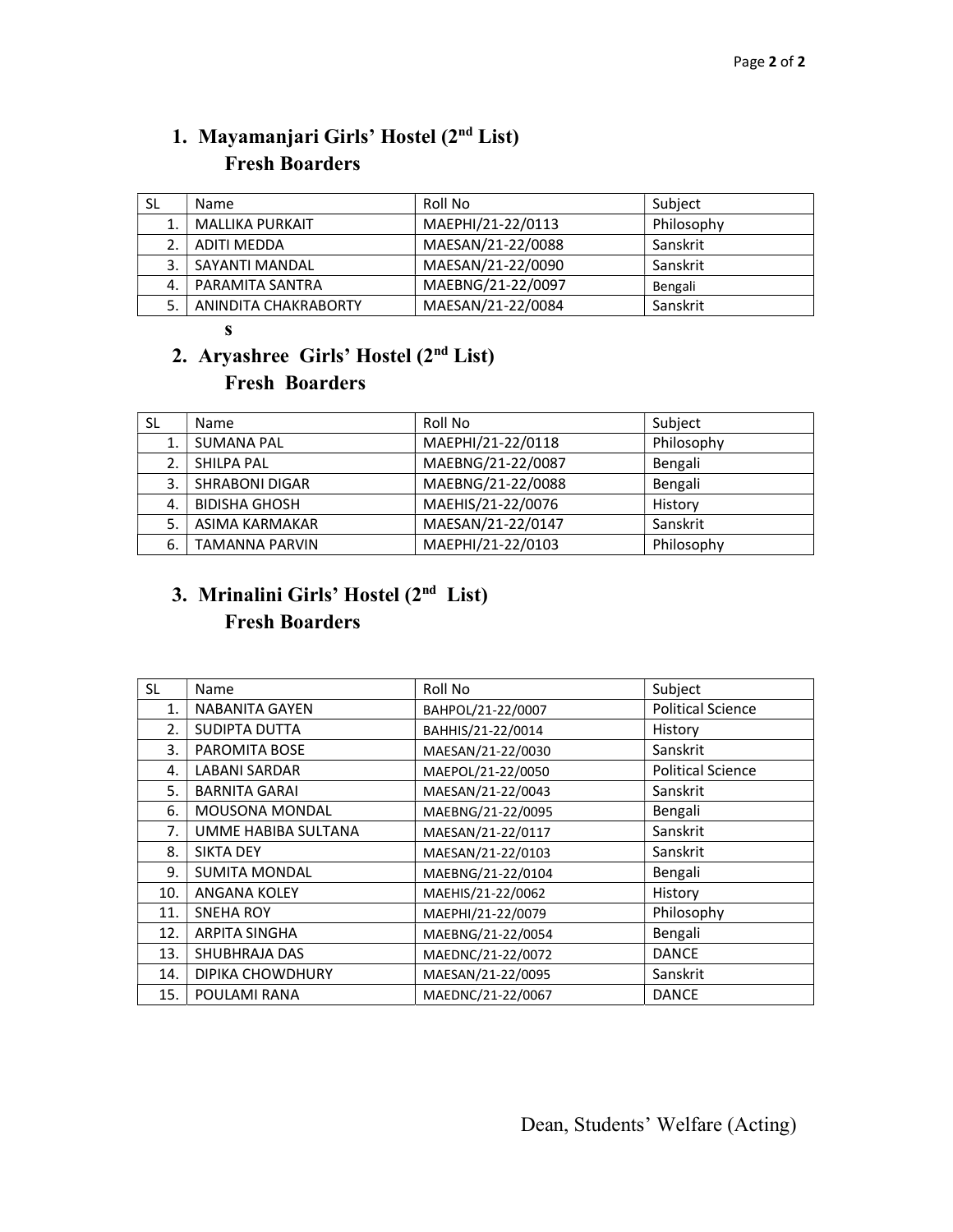## 1. Mayamanjari Girls' Hostel (2nd List)

### Fresh Boarders

| SL | Name | Roll No | Subject |
|---|---|---|---|
| 1. | MALLIKA PURKAIT | MAEPHI/21-22/0113 | Philosophy |
| 2. | ADITI MEDDA | MAESAN/21-22/0088 | Sanskrit |
| 3. | SAYANTI MANDAL | MAESAN/21-22/0090 | Sanskrit |
| 4. | PARAMITA SANTRA | MAEBNG/21-22/0097 | Bengali |
| 5. | ANINDITA CHAKRABORTY | MAESAN/21-22/0084 | Sanskrit |

s

## 2. Aryashree Girls' Hostel (2nd List)

### Fresh Boarders

| SL | Name | Roll No | Subject |
|---|---|---|---|
| 1. | SUMANA PAL | MAEPHI/21-22/0118 | Philosophy |
| 2. | SHILPA PAL | MAEBNG/21-22/0087 | Bengali |
| 3. | SHRABONI DIGAR | MAEBNG/21-22/0088 | Bengali |
| 4. | BIDISHA GHOSH | MAEHIS/21-22/0076 | History |
| 5. | ASIMA KARMAKAR | MAESAN/21-22/0147 | Sanskrit |
| 6. | TAMANNA PARVIN | MAEPHI/21-22/0103 | Philosophy |

## 3. Mrinalini Girls' Hostel (2nd List)

### Fresh Boarders

| SL | Name | Roll No | Subject |
|---|---|---|---|
| 1. | NABANITA GAYEN | BAHPOL/21-22/0007 | Political Science |
| 2. | SUDIPTA DUTTA | BAHHIS/21-22/0014 | History |
| 3. | PAROMITA BOSE | MAESAN/21-22/0030 | Sanskrit |
| 4. | LABANI SARDAR | MAEPOL/21-22/0050 | Political Science |
| 5. | BARNITA GARAI | MAESAN/21-22/0043 | Sanskrit |
| 6. | MOUSONA MONDAL | MAEBNG/21-22/0095 | Bengali |
| 7. | UMME HABIBA SULTANA | MAESAN/21-22/0117 | Sanskrit |
| 8. | SIKTA DEY | MAESAN/21-22/0103 | Sanskrit |
| 9. | SUMITA MONDAL | MAEBNG/21-22/0104 | Bengali |
| 10. | ANGANA KOLEY | MAEHIS/21-22/0062 | History |
| 11. | SNEHA ROY | MAEPHI/21-22/0079 | Philosophy |
| 12. | ARPITA SINGHA | MAEBNG/21-22/0054 | Bengali |
| 13. | SHUBHRAJA DAS | MAEDNC/21-22/0072 | DANCE |
| 14. | DIPIKA CHOWDHURY | MAESAN/21-22/0095 | Sanskrit |
| 15. | POULAMI RANA | MAEDNC/21-22/0067 | DANCE |

Dean, Students' Welfare (Acting)